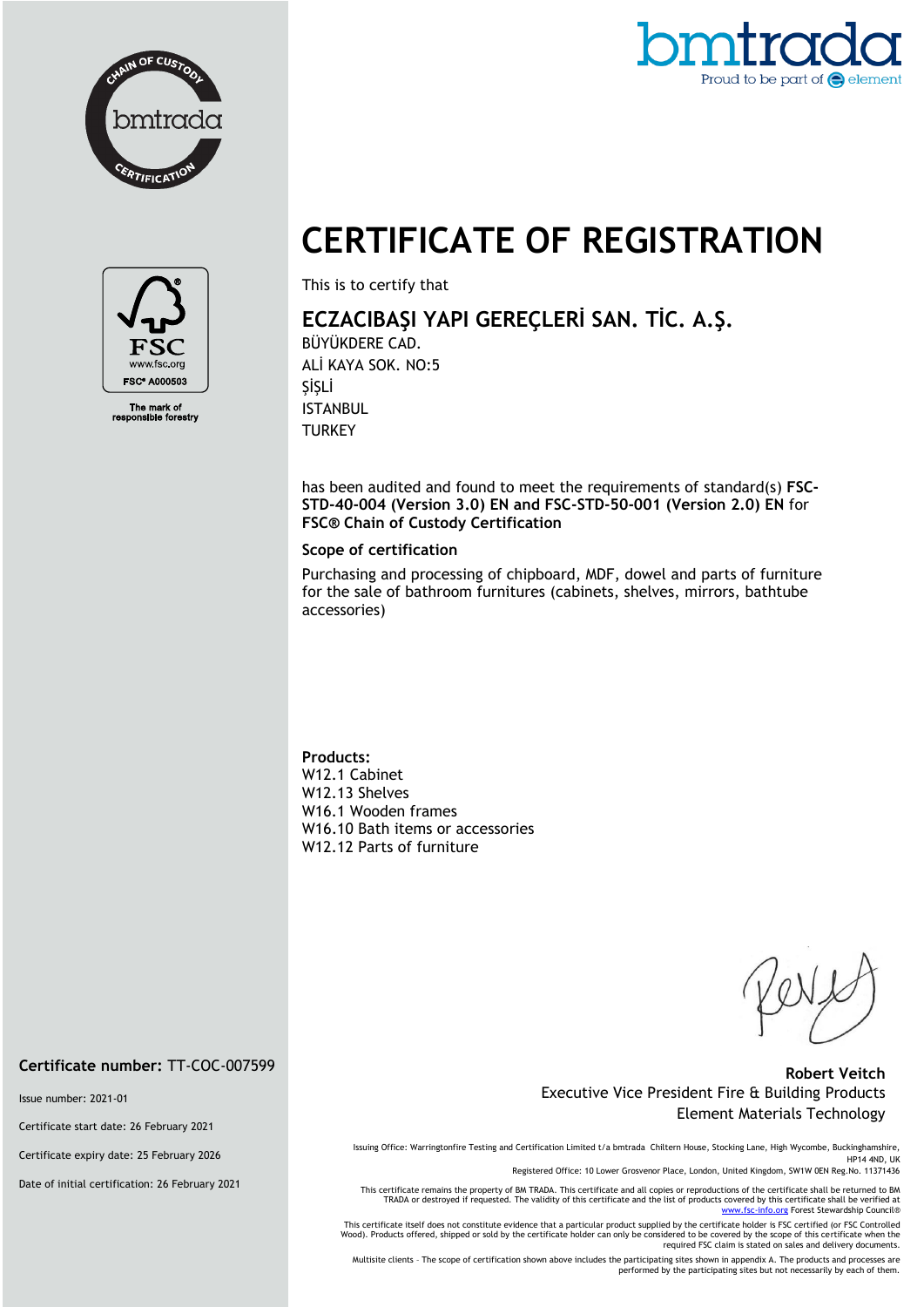Chain of Custody bmtrada Certification

bmtrada
Proud to be part of element

FSC
www.fsc.org
FSC® A000503

The mark of responsible forestry

# CERTIFICATE OF REGISTRATION

This is to certify that

## ECZACIBAŞI YAPI GEREÇLERİ SAN. TİC. A.Ş.

BÜYÜKDERE CAD.
ALİ KAYA SOK. NO:5
ŞİŞLİ
ISTANBUL
TURKEY

has been audited and found to meet the requirements of standard(s) **FSC-STD-40-004 (Version 3.0) EN and FSC-STD-50-001 (Version 2.0) EN** for **FSC® Chain of Custody Certification**

**Scope of certification**

Purchasing and processing of chipboard, MDF, dowel and parts of furniture for the sale of bathroom furnitures (cabinets, shelves, mirrors, bathtube accessories)

**Products:**
W12.1 Cabinet
W12.13 Shelves
W16.1 Wooden frames
W16.10 Bath items or accessories
W12.12 Parts of furniture

**Certificate number:** TT-COC-007599

Issue number: 2021-01

Certificate start date: 26 February 2021

Certificate expiry date: 25 February 2026

Date of initial certification: 26 February 2021

**Robert Veitch**
Executive Vice President Fire & Building Products
Element Materials Technology

Issuing Office: Warringtonfire Testing and Certification Limited t/a bmtrada Chiltern House, Stocking Lane, High Wycombe, Buckinghamshire, HP14 4ND, UK
Registered Office: 10 Lower Grosvenor Place, London, United Kingdom, SW1W 0EN Reg.No. 11371436

This certificate remains the property of BM TRADA. This certificate and all copies or reproductions of the certificate shall be returned to BM TRADA or destroyed if requested. The validity of this certificate and the list of products covered by this certificate shall be verified at www.fsc-info.org Forest Stewardship Council®

This certificate itself does not constitute evidence that a particular product supplied by the certificate holder is FSC certified (or FSC Controlled Wood). Products offered, shipped or sold by the certificate holder can only be considered to be covered by the scope of this certificate when the required FSC claim is stated on sales and delivery documents.

Multisite clients – The scope of certification shown above includes the participating sites shown in appendix A. The products and processes are performed by the participating sites but not necessarily by each of them.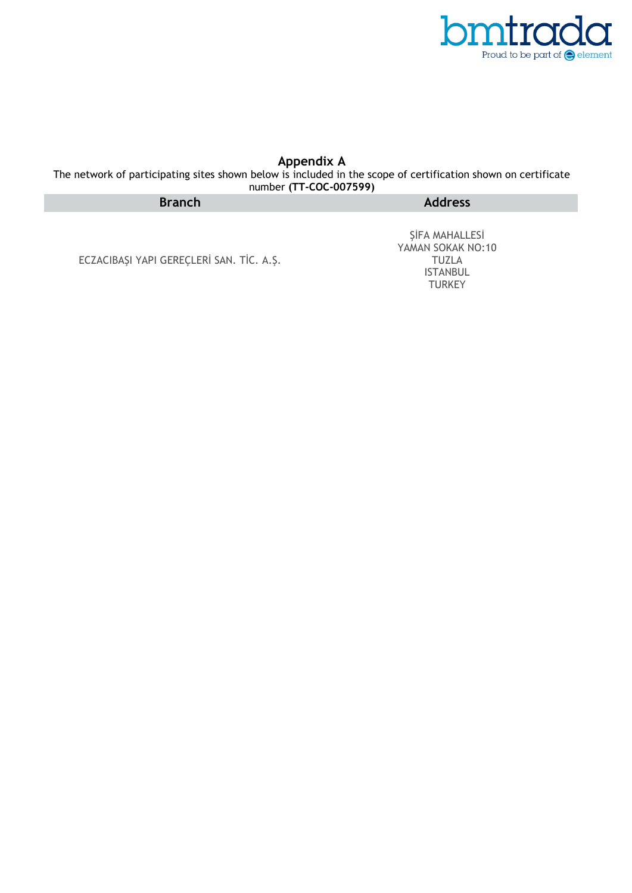bmtrada
Proud to be part of element

# Appendix A

The network of participating sites shown below is included in the scope of certification shown on certificate number **(TT-COC-007599)**

| Branch | Address |
| --- | --- |
| ECZACIBAŞI YAPI GEREÇLERİ SAN. TİC. A.Ş. | ŞİFA MAHALLESİ<br>YAMAN SOKAK NO:10<br>TUZLA<br>ISTANBUL<br>TURKEY |